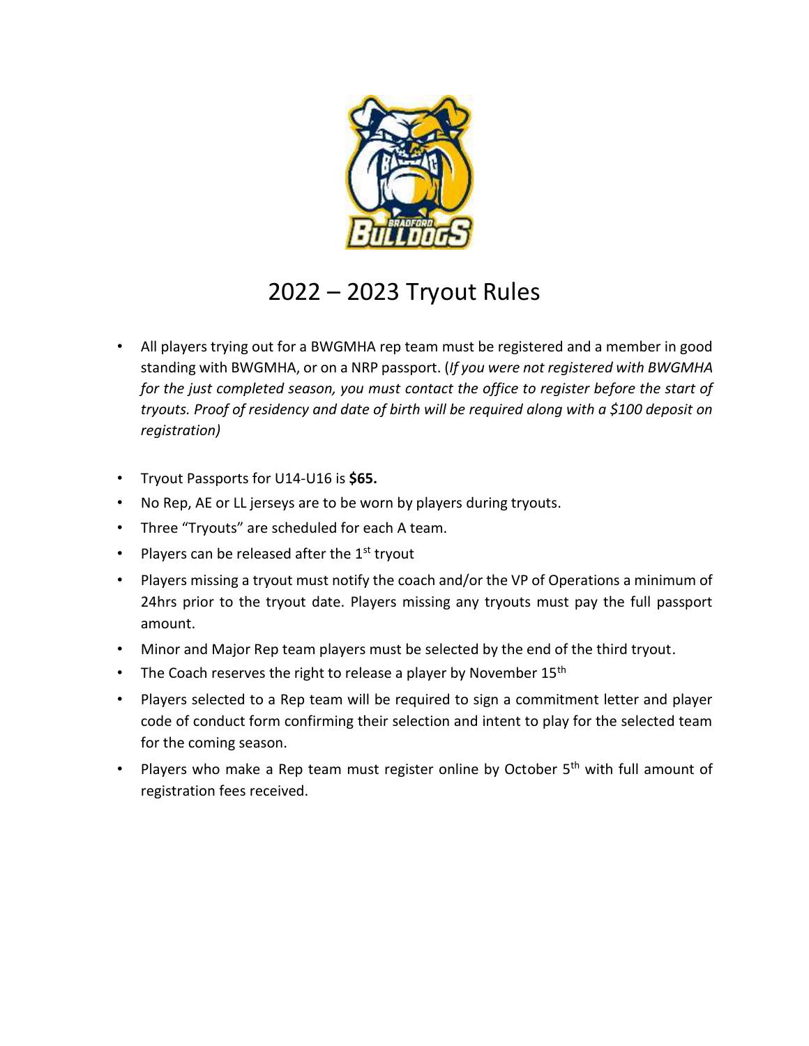# 2022 – 2023 Tryout Rules

- All players trying out for a BWGMHA rep team must be registered and a member in good standing with BWGMHA, or on a NRP passport. (*If you were not registered with BWGMHA for the just completed season, you must contact the office to register before the start of tryouts. Proof of residency and date of birth will be required along with a $100 deposit on registration)*
- Tryout Passports for U14-U16 is **$65.**
- No Rep, AE or LL jerseys are to be worn by players during tryouts.
- Three "Tryouts" are scheduled for each A team.
- Players can be released after the 1st tryout
- Players missing a tryout must notify the coach and/or the VP of Operations a minimum of 24hrs prior to the tryout date. Players missing any tryouts must pay the full passport amount.
- Minor and Major Rep team players must be selected by the end of the third tryout.
- The Coach reserves the right to release a player by November 15th
- Players selected to a Rep team will be required to sign a commitment letter and player code of conduct form confirming their selection and intent to play for the selected team for the coming season.
- Players who make a Rep team must register online by October 5th with full amount of registration fees received.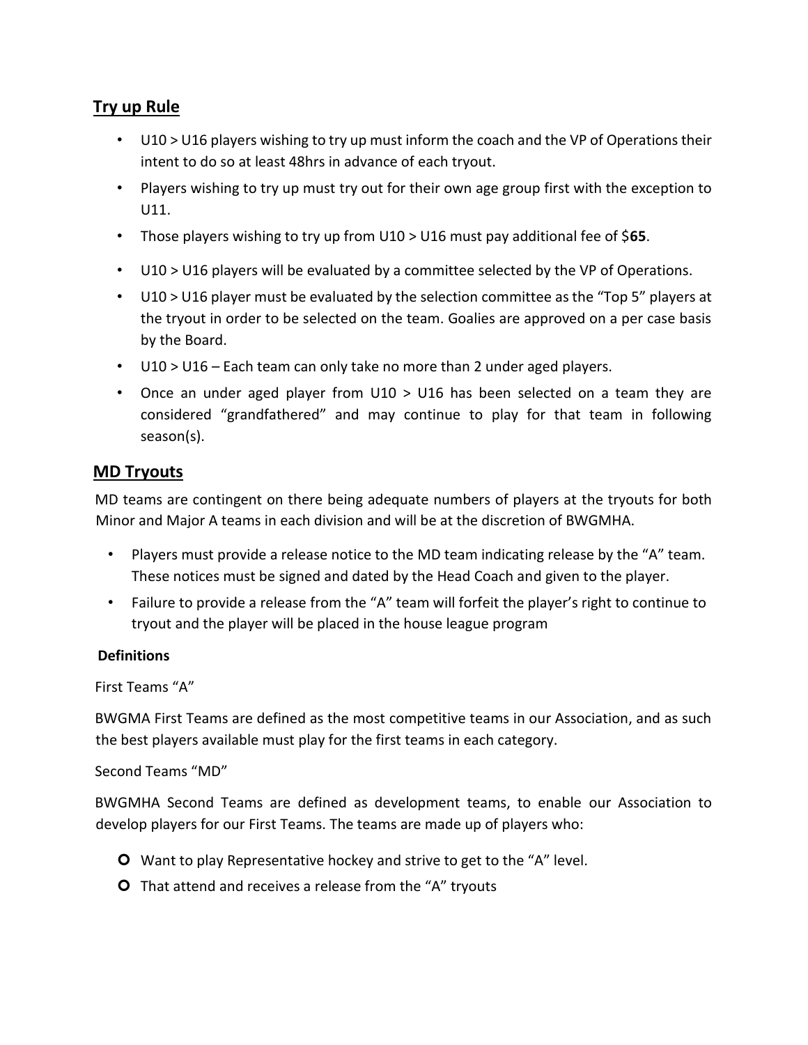## Try up Rule

- U10 > U16 players wishing to try up must inform the coach and the VP of Operations their intent to do so at least 48hrs in advance of each tryout.
- Players wishing to try up must try out for their own age group first with the exception to U11.
- Those players wishing to try up from U10 > U16 must pay additional fee of $**65**.
- U10 > U16 players will be evaluated by a committee selected by the VP of Operations.
- U10 > U16 player must be evaluated by the selection committee as the "Top 5" players at the tryout in order to be selected on the team. Goalies are approved on a per case basis by the Board.
- U10 > U16 – Each team can only take no more than 2 under aged players.
- Once an under aged player from U10 > U16 has been selected on a team they are considered "grandfathered" and may continue to play for that team in following season(s).

## MD Tryouts

MD teams are contingent on there being adequate numbers of players at the tryouts for both Minor and Major A teams in each division and will be at the discretion of BWGMHA.

- Players must provide a release notice to the MD team indicating release by the "A" team. These notices must be signed and dated by the Head Coach and given to the player.
- Failure to provide a release from the "A" team will forfeit the player's right to continue to tryout and the player will be placed in the house league program

**Definitions**

First Teams "A"

BWGMA First Teams are defined as the most competitive teams in our Association, and as such the best players available must play for the first teams in each category.

Second Teams "MD"

BWGMHA Second Teams are defined as development teams, to enable our Association to develop players for our First Teams. The teams are made up of players who:

- Want to play Representative hockey and strive to get to the "A" level.
- That attend and receives a release from the "A" tryouts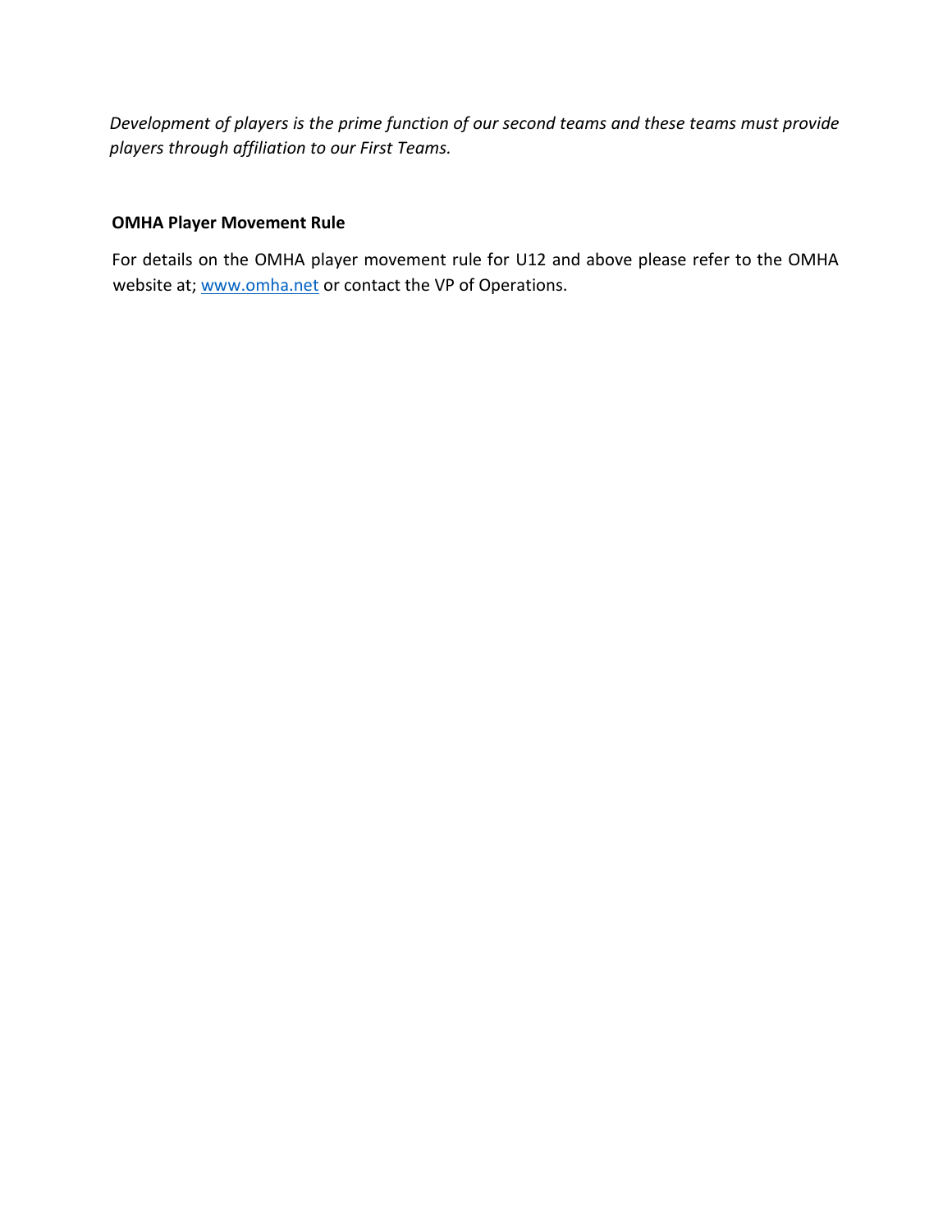*Development of players is the prime function of our second teams and these teams must provide players through affiliation to our First Teams.*

**OMHA Player Movement Rule**

For details on the OMHA player movement rule for U12 and above please refer to the OMHA website at; [www.omha.net](http://www.omha.net) or contact the VP of Operations.